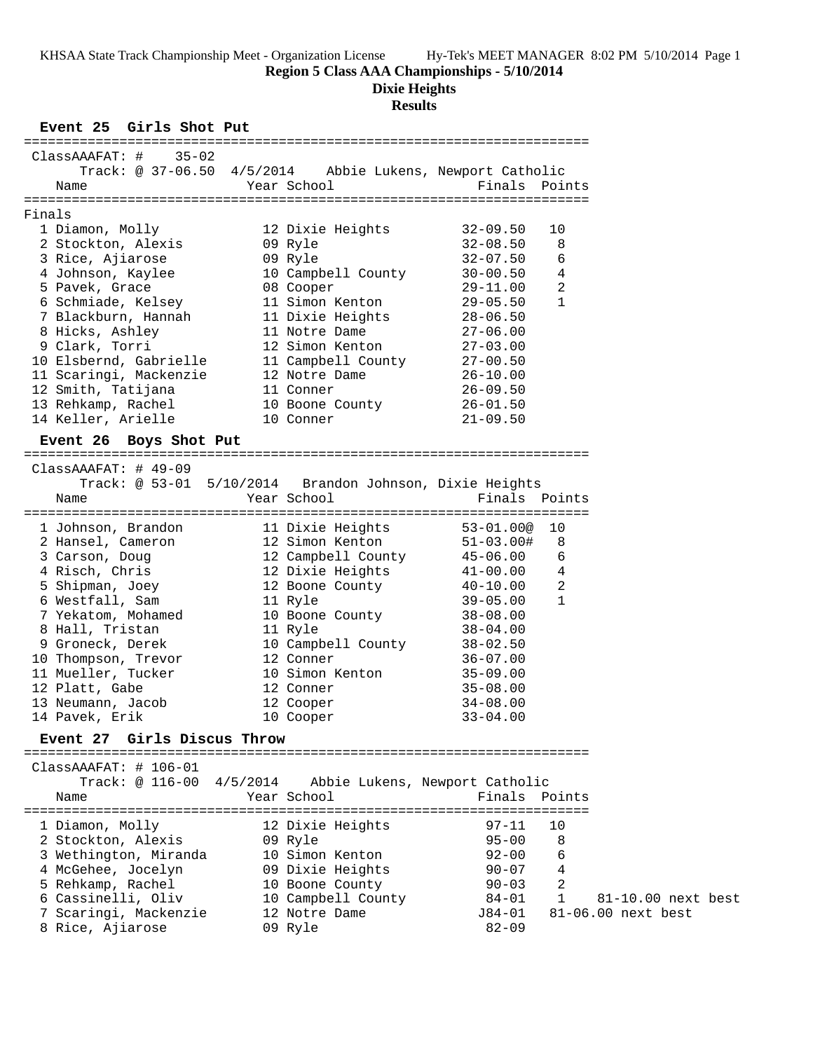**Region 5 Class AAA Championships - 5/10/2014**

**Dixie Heights**

**Results**

## Event 25 Girls Shot Put

ClassAAAFAT: # 35-02
Track: @ 37-06.50 4/5/2014 Abbie Lukens, Newport Catholic

Finals

| | Name | Year | School | Finals | Points |
|---|---|---|---|---|---|
| 1 | Diamon, Molly | 12 | Dixie Heights | 32-09.50 | 10 |
| 2 | Stockton, Alexis | 09 | Ryle | 32-08.50 | 8 |
| 3 | Rice, Ajiarose | 09 | Ryle | 32-07.50 | 6 |
| 4 | Johnson, Kaylee | 10 | Campbell County | 30-00.50 | 4 |
| 5 | Pavek, Grace | 08 | Cooper | 29-11.00 | 2 |
| 6 | Schmiade, Kelsey | 11 | Simon Kenton | 29-05.50 | 1 |
| 7 | Blackburn, Hannah | 11 | Dixie Heights | 28-06.50 | |
| 8 | Hicks, Ashley | 11 | Notre Dame | 27-06.00 | |
| 9 | Clark, Torri | 12 | Simon Kenton | 27-03.00 | |
| 10 | Elsbernd, Gabrielle | 11 | Campbell County | 27-00.50 | |
| 11 | Scaringi, Mackenzie | 12 | Notre Dame | 26-10.00 | |
| 12 | Smith, Tatijana | 11 | Conner | 26-09.50 | |
| 13 | Rehkamp, Rachel | 10 | Boone County | 26-01.50 | |
| 14 | Keller, Arielle | 10 | Conner | 21-09.50 | |

## Event 26 Boys Shot Put

ClassAAAFAT: # 49-09
Track: @ 53-01 5/10/2014 Brandon Johnson, Dixie Heights

| | Name | Year | School | Finals | Points |
|---|---|---|---|---|---|
| 1 | Johnson, Brandon | 11 | Dixie Heights | 53-01.00@ | 10 |
| 2 | Hansel, Cameron | 12 | Simon Kenton | 51-03.00# | 8 |
| 3 | Carson, Doug | 12 | Campbell County | 45-06.00 | 6 |
| 4 | Risch, Chris | 12 | Dixie Heights | 41-00.00 | 4 |
| 5 | Shipman, Joey | 12 | Boone County | 40-10.00 | 2 |
| 6 | Westfall, Sam | 11 | Ryle | 39-05.00 | 1 |
| 7 | Yekatom, Mohamed | 10 | Boone County | 38-08.00 | |
| 8 | Hall, Tristan | 11 | Ryle | 38-04.00 | |
| 9 | Groneck, Derek | 10 | Campbell County | 38-02.50 | |
| 10 | Thompson, Trevor | 12 | Conner | 36-07.00 | |
| 11 | Mueller, Tucker | 10 | Simon Kenton | 35-09.00 | |
| 12 | Platt, Gabe | 12 | Conner | 35-08.00 | |
| 13 | Neumann, Jacob | 12 | Cooper | 34-08.00 | |
| 14 | Pavek, Erik | 10 | Cooper | 33-04.00 | |

## Event 27 Girls Discus Throw

ClassAAAFAT: # 106-01
Track: @ 116-00 4/5/2014 Abbie Lukens, Newport Catholic

| | Name | Year | School | Finals | Points | |
|---|---|---|---|---|---|---|
| 1 | Diamon, Molly | 12 | Dixie Heights | 97-11 | 10 | |
| 2 | Stockton, Alexis | 09 | Ryle | 95-00 | 8 | |
| 3 | Wethington, Miranda | 10 | Simon Kenton | 92-00 | 6 | |
| 4 | McGehee, Jocelyn | 09 | Dixie Heights | 90-07 | 4 | |
| 5 | Rehkamp, Rachel | 10 | Boone County | 90-03 | 2 | |
| 6 | Cassinelli, Oliv | 10 | Campbell County | 84-01 | 1 | 81-10.00 next best |
| 7 | Scaringi, Mackenzie | 12 | Notre Dame | J84-01 | | 81-06.00 next best |
| 8 | Rice, Ajiarose | 09 | Ryle | 82-09 | | |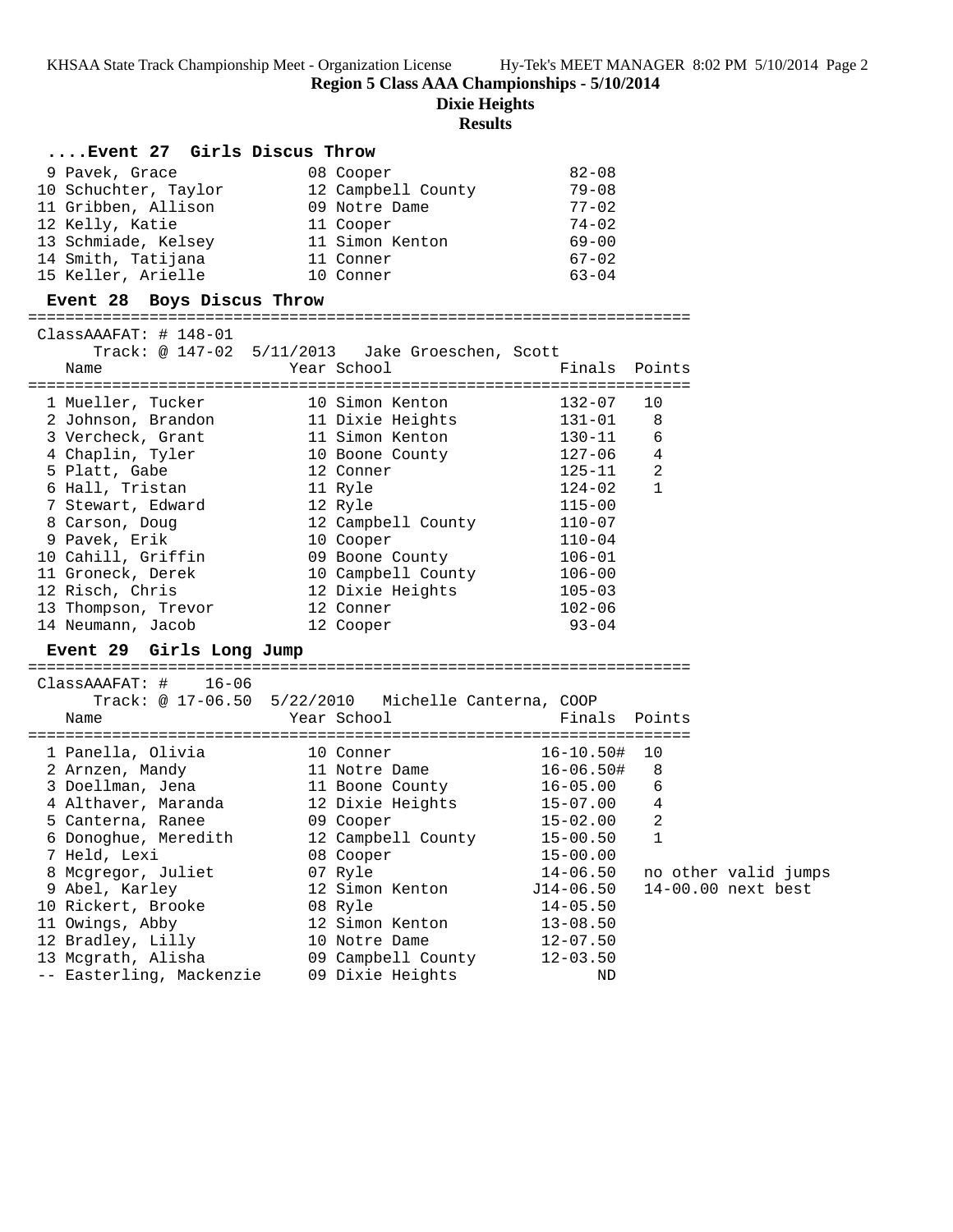## Region 5 Class AAA Championships - 5/10/2014

### Dixie Heights

### Results

#### ....Event 27 Girls Discus Throw

| Place | Name | Year | School | Finals |
|---|---|---|---|---|
| 9 | Pavek, Grace | 08 | Cooper | 82-08 |
| 10 | Schuchter, Taylor | 12 | Campbell County | 79-08 |
| 11 | Gribben, Allison | 09 | Notre Dame | 77-02 |
| 12 | Kelly, Katie | 11 | Cooper | 74-02 |
| 13 | Schmiade, Kelsey | 11 | Simon Kenton | 69-00 |
| 14 | Smith, Tatijana | 11 | Conner | 67-02 |
| 15 | Keller, Arielle | 10 | Conner | 63-04 |

#### Event 28 Boys Discus Throw

ClassAAAFAT: # 148-01
Track: @ 147-02 5/11/2013 Jake Groeschen, Scott

| Place | Name | Year | School | Finals | Points |
|---|---|---|---|---|---|
| 1 | Mueller, Tucker | 10 | Simon Kenton | 132-07 | 10 |
| 2 | Johnson, Brandon | 11 | Dixie Heights | 131-01 | 8 |
| 3 | Vercheck, Grant | 11 | Simon Kenton | 130-11 | 6 |
| 4 | Chaplin, Tyler | 10 | Boone County | 127-06 | 4 |
| 5 | Platt, Gabe | 12 | Conner | 125-11 | 2 |
| 6 | Hall, Tristan | 11 | Ryle | 124-02 | 1 |
| 7 | Stewart, Edward | 12 | Ryle | 115-00 | |
| 8 | Carson, Doug | 12 | Campbell County | 110-07 | |
| 9 | Pavek, Erik | 10 | Cooper | 110-04 | |
| 10 | Cahill, Griffin | 09 | Boone County | 106-01 | |
| 11 | Groneck, Derek | 10 | Campbell County | 106-00 | |
| 12 | Risch, Chris | 12 | Dixie Heights | 105-03 | |
| 13 | Thompson, Trevor | 12 | Conner | 102-06 | |
| 14 | Neumann, Jacob | 12 | Cooper | 93-04 | |

#### Event 29 Girls Long Jump

ClassAAAFAT: # 16-06
Track: @ 17-06.50 5/22/2010 Michelle Canterna, COOP

| Place | Name | Year | School | Finals | Points |
|---|---|---|---|---|---|
| 1 | Panella, Olivia | 10 | Conner | 16-10.50# | 10 |
| 2 | Arnzen, Mandy | 11 | Notre Dame | 16-06.50# | 8 |
| 3 | Doellman, Jena | 11 | Boone County | 16-05.00 | 6 |
| 4 | Althaver, Maranda | 12 | Dixie Heights | 15-07.00 | 4 |
| 5 | Canterna, Ranee | 09 | Cooper | 15-02.00 | 2 |
| 6 | Donoghue, Meredith | 12 | Campbell County | 15-00.50 | 1 |
| 7 | Held, Lexi | 08 | Cooper | 15-00.00 | |
| 8 | Mcgregor, Juliet | 07 | Ryle | 14-06.50 | no other valid jumps |
| 9 | Abel, Karley | 12 | Simon Kenton | J14-06.50 | 14-00.00 next best |
| 10 | Rickert, Brooke | 08 | Ryle | 14-05.50 | |
| 11 | Owings, Abby | 12 | Simon Kenton | 13-08.50 | |
| 12 | Bradley, Lilly | 10 | Notre Dame | 12-07.50 | |
| 13 | Mcgrath, Alisha | 09 | Campbell County | 12-03.50 | |
| -- | Easterling, Mackenzie | 09 | Dixie Heights | ND | |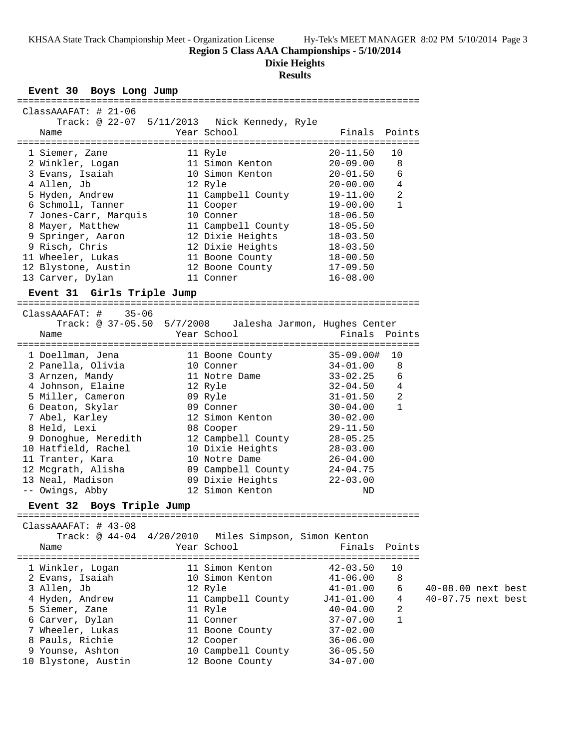**Region 5 Class AAA Championships - 5/10/2014**

**Dixie Heights**

**Results**

### Event 30 Boys Long Jump

ClassAAAFAT: # 21-06
Track: @ 22-07 5/11/2013 Nick Kennedy, Ryle

| Place | Name | Year | School | Finals | Points |
|---|---|---|---|---|---|
| 1 | Siemer, Zane | 11 | Ryle | 20-11.50 | 10 |
| 2 | Winkler, Logan | 11 | Simon Kenton | 20-09.00 | 8 |
| 3 | Evans, Isaiah | 10 | Simon Kenton | 20-01.50 | 6 |
| 4 | Allen, Jb | 12 | Ryle | 20-00.00 | 4 |
| 5 | Hyden, Andrew | 11 | Campbell County | 19-11.00 | 2 |
| 6 | Schmoll, Tanner | 11 | Cooper | 19-00.00 | 1 |
| 7 | Jones-Carr, Marquis | 10 | Conner | 18-06.50 | |
| 8 | Mayer, Matthew | 11 | Campbell County | 18-05.50 | |
| 9 | Springer, Aaron | 12 | Dixie Heights | 18-03.50 | |
| 9 | Risch, Chris | 12 | Dixie Heights | 18-03.50 | |
| 11 | Wheeler, Lukas | 11 | Boone County | 18-00.50 | |
| 12 | Blystone, Austin | 12 | Boone County | 17-09.50 | |
| 13 | Carver, Dylan | 11 | Conner | 16-08.00 | |

### Event 31 Girls Triple Jump

ClassAAAFAT: # 35-06
Track: @ 37-05.50 5/7/2008 Jalesha Jarmon, Hughes Center

| Place | Name | Year | School | Finals | Points |
|---|---|---|---|---|---|
| 1 | Doellman, Jena | 11 | Boone County | 35-09.00# | 10 |
| 2 | Panella, Olivia | 10 | Conner | 34-01.00 | 8 |
| 3 | Arnzen, Mandy | 11 | Notre Dame | 33-02.25 | 6 |
| 4 | Johnson, Elaine | 12 | Ryle | 32-04.50 | 4 |
| 5 | Miller, Cameron | 09 | Ryle | 31-01.50 | 2 |
| 6 | Deaton, Skylar | 09 | Conner | 30-04.00 | 1 |
| 7 | Abel, Karley | 12 | Simon Kenton | 30-02.00 | |
| 8 | Held, Lexi | 08 | Cooper | 29-11.50 | |
| 9 | Donoghue, Meredith | 12 | Campbell County | 28-05.25 | |
| 10 | Hatfield, Rachel | 10 | Dixie Heights | 28-03.00 | |
| 11 | Tranter, Kara | 10 | Notre Dame | 26-04.00 | |
| 12 | Mcgrath, Alisha | 09 | Campbell County | 24-04.75 | |
| 13 | Neal, Madison | 09 | Dixie Heights | 22-03.00 | |
| -- | Owings, Abby | 12 | Simon Kenton | ND | |

### Event 32 Boys Triple Jump

ClassAAAFAT: # 43-08
Track: @ 44-04 4/20/2010 Miles Simpson, Simon Kenton

| Place | Name | Year | School | Finals | Points | |
|---|---|---|---|---|---|---|
| 1 | Winkler, Logan | 11 | Simon Kenton | 42-03.50 | 10 | |
| 2 | Evans, Isaiah | 10 | Simon Kenton | 41-06.00 | 8 | |
| 3 | Allen, Jb | 12 | Ryle | 41-01.00 | 6 | 40-08.00 next best |
| 4 | Hyden, Andrew | 11 | Campbell County | J41-01.00 | 4 | 40-07.75 next best |
| 5 | Siemer, Zane | 11 | Ryle | 40-04.00 | 2 | |
| 6 | Carver, Dylan | 11 | Conner | 37-07.00 | 1 | |
| 7 | Wheeler, Lukas | 11 | Boone County | 37-02.00 | | |
| 8 | Pauls, Richie | 12 | Cooper | 36-06.00 | | |
| 9 | Younse, Ashton | 10 | Campbell County | 36-05.50 | | |
| 10 | Blystone, Austin | 12 | Boone County | 34-07.00 | | |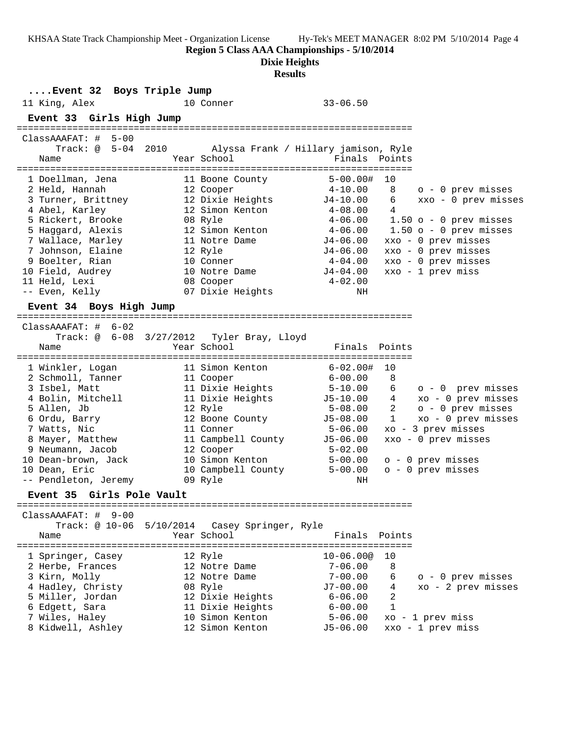**Region 5 Class AAA Championships - 5/10/2014**

**Dixie Heights**

**Results**

## ....Event 32 Boys Triple Jump

| Place | Name | Year | School | Finals | Points | Notes |
|---|---|---|---|---|---|---|
| 11 | King, Alex | 10 | Conner | 33-06.50 | | |

## Event 33 Girls High Jump

ClassAAAFAT: # 5-00
Track: @ 5-04 2010 Alyssa Frank / Hillary jamison, Ryle

| Place | Name | Year | School | Finals | Points | Notes |
|---|---|---|---|---|---|---|
| 1 | Doellman, Jena | 11 | Boone County | 5-00.00# | 10 | |
| 2 | Held, Hannah | 12 | Cooper | 4-10.00 | 8 | o - 0 prev misses |
| 3 | Turner, Brittney | 12 | Dixie Heights | J4-10.00 | 6 | xxo - 0 prev misses |
| 4 | Abel, Karley | 12 | Simon Kenton | 4-08.00 | 4 | |
| 5 | Rickert, Brooke | 08 | Ryle | 4-06.00 | 1.50 | o - 0 prev misses |
| 5 | Haggard, Alexis | 12 | Simon Kenton | 4-06.00 | 1.50 | o - 0 prev misses |
| 7 | Wallace, Marley | 11 | Notre Dame | J4-06.00 | | xxo - 0 prev misses |
| 7 | Johnson, Elaine | 12 | Ryle | J4-06.00 | | xxo - 0 prev misses |
| 9 | Boelter, Rian | 10 | Conner | 4-04.00 | | xxo - 0 prev misses |
| 10 | Field, Audrey | 10 | Notre Dame | J4-04.00 | | xxo - 1 prev miss |
| 11 | Held, Lexi | 08 | Cooper | 4-02.00 | | |
| -- | Even, Kelly | 07 | Dixie Heights | NH | | |

## Event 34 Boys High Jump

ClassAAAFAT: # 6-02
Track: @ 6-08 3/27/2012 Tyler Bray, Lloyd

| Place | Name | Year | School | Finals | Points | Notes |
|---|---|---|---|---|---|---|
| 1 | Winkler, Logan | 11 | Simon Kenton | 6-02.00# | 10 | |
| 2 | Schmoll, Tanner | 11 | Cooper | 6-00.00 | 8 | |
| 3 | Isbel, Matt | 11 | Dixie Heights | 5-10.00 | 6 | o - 0 prev misses |
| 4 | Bolin, Mitchell | 11 | Dixie Heights | J5-10.00 | 4 | xo - 0 prev misses |
| 5 | Allen, Jb | 12 | Ryle | 5-08.00 | 2 | o - 0 prev misses |
| 6 | Ordu, Barry | 12 | Boone County | J5-08.00 | 1 | xo - 0 prev misses |
| 7 | Watts, Nic | 11 | Conner | 5-06.00 | | xo - 3 prev misses |
| 8 | Mayer, Matthew | 11 | Campbell County | J5-06.00 | | xxo - 0 prev misses |
| 9 | Neumann, Jacob | 12 | Cooper | 5-02.00 | | |
| 10 | Dean-brown, Jack | 10 | Simon Kenton | 5-00.00 | | o - 0 prev misses |
| 10 | Dean, Eric | 10 | Campbell County | 5-00.00 | | o - 0 prev misses |
| -- | Pendleton, Jeremy | 09 | Ryle | NH | | |

## Event 35 Girls Pole Vault

ClassAAAFAT: # 9-00
Track: @ 10-06 5/10/2014 Casey Springer, Ryle

| Place | Name | Year | School | Finals | Points | Notes |
|---|---|---|---|---|---|---|
| 1 | Springer, Casey | 12 | Ryle | 10-06.00@ | 10 | |
| 2 | Herbe, Frances | 12 | Notre Dame | 7-06.00 | 8 | |
| 3 | Kirn, Molly | 12 | Notre Dame | 7-00.00 | 6 | o - 0 prev misses |
| 4 | Hadley, Christy | 08 | Ryle | J7-00.00 | 4 | xo - 2 prev misses |
| 5 | Miller, Jordan | 12 | Dixie Heights | 6-06.00 | 2 | |
| 6 | Edgett, Sara | 11 | Dixie Heights | 6-00.00 | 1 | |
| 7 | Wiles, Haley | 10 | Simon Kenton | 5-06.00 | | xo - 1 prev miss |
| 8 | Kidwell, Ashley | 12 | Simon Kenton | J5-06.00 | | xxo - 1 prev miss |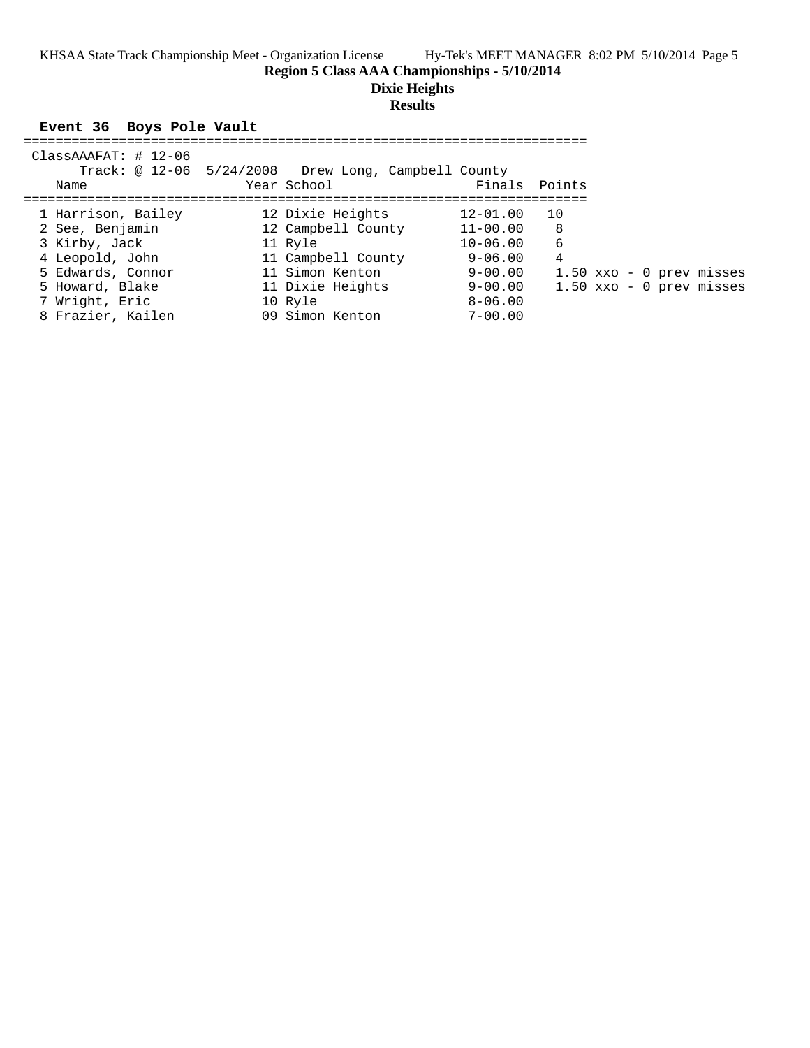**Region 5 Class AAA Championships - 5/10/2014**

**Dixie Heights**

**Results**

### Event 36 Boys Pole Vault

ClassAAAFAT: # 12-06

Track: @ 12-06 5/24/2008 Drew Long, Campbell County

| Name | Year | School | Finals | Points | |
|---|---|---|---|---|---|
| 1 Harrison, Bailey | 12 | Dixie Heights | 12-01.00 | 10 | |
| 2 See, Benjamin | 12 | Campbell County | 11-00.00 | 8 | |
| 3 Kirby, Jack | 11 | Ryle | 10-06.00 | 6 | |
| 4 Leopold, John | 11 | Campbell County | 9-06.00 | 4 | |
| 5 Edwards, Connor | 11 | Simon Kenton | 9-00.00 | 1.50 | xxo - 0 prev misses |
| 5 Howard, Blake | 11 | Dixie Heights | 9-00.00 | 1.50 | xxo - 0 prev misses |
| 7 Wright, Eric | 10 | Ryle | 8-06.00 | | |
| 8 Frazier, Kailen | 09 | Simon Kenton | 7-00.00 | | |